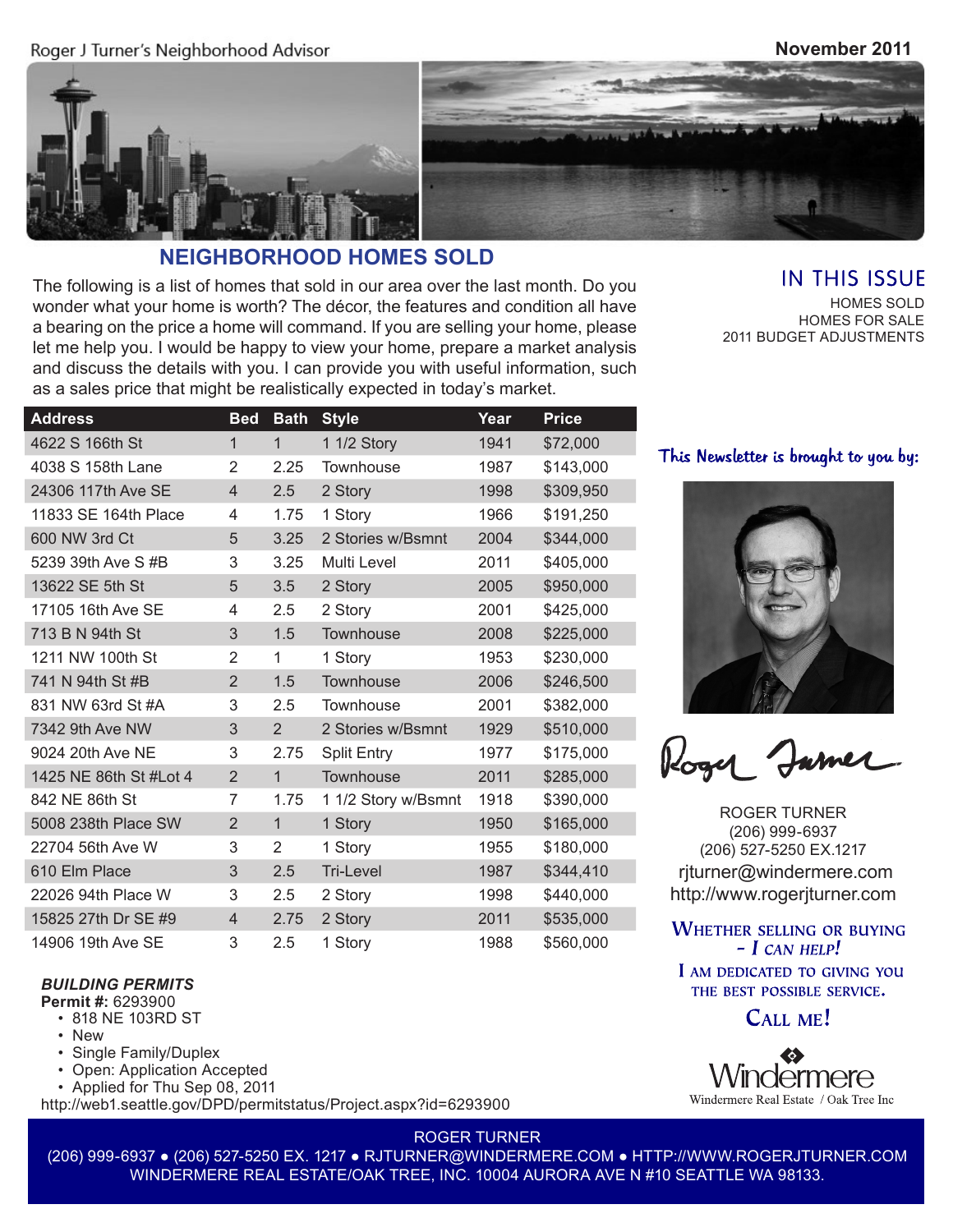Roger J Turner's Neighborhood Advisor

November 2011

## NEIGHBORHOOD HOMES SOLD

The following is a list of homes that sold in our area over the last month. Do you wonder what your home is worth? The décor, the features and condition all have a bearing on the price a home will command. If you are selling your home, please let me help you. I would be happy to view your home, prepare a market analysis and discuss the details with you. I can provide you with useful information, such as a sales price that might be realistically expected in today's market.

| Address | Bed | Bath | Style | Year | Price |
|---|---|---|---|---|---|
| 4622 S 166th St | 1 | 1 | 1 1/2 Story | 1941 | $72,000 |
| 4038 S 158th Lane | 2 | 2.25 | Townhouse | 1987 | $143,000 |
| 24306 117th Ave SE | 4 | 2.5 | 2 Story | 1998 | $309,950 |
| 11833 SE 164th Place | 4 | 1.75 | 1 Story | 1966 | $191,250 |
| 600 NW 3rd Ct | 5 | 3.25 | 2 Stories w/Bsmnt | 2004 | $344,000 |
| 5239 39th Ave S #B | 3 | 3.25 | Multi Level | 2011 | $405,000 |
| 13622 SE 5th St | 5 | 3.5 | 2 Story | 2005 | $950,000 |
| 17105 16th Ave SE | 4 | 2.5 | 2 Story | 2001 | $425,000 |
| 713 B N 94th St | 3 | 1.5 | Townhouse | 2008 | $225,000 |
| 1211 NW 100th St | 2 | 1 | 1 Story | 1953 | $230,000 |
| 741 N 94th St #B | 2 | 1.5 | Townhouse | 2006 | $246,500 |
| 831 NW 63rd St #A | 3 | 2.5 | Townhouse | 2001 | $382,000 |
| 7342 9th Ave NW | 3 | 2 | 2 Stories w/Bsmnt | 1929 | $510,000 |
| 9024 20th Ave NE | 3 | 2.75 | Split Entry | 1977 | $175,000 |
| 1425 NE 86th St #Lot 4 | 2 | 1 | Townhouse | 2011 | $285,000 |
| 842 NE 86th St | 7 | 1.75 | 1 1/2 Story w/Bsmnt | 1918 | $390,000 |
| 5008 238th Place SW | 2 | 1 | 1 Story | 1950 | $165,000 |
| 22704 56th Ave W | 3 | 2 | 1 Story | 1955 | $180,000 |
| 610 Elm Place | 3 | 2.5 | Tri-Level | 1987 | $344,410 |
| 22026 94th Place W | 3 | 2.5 | 2 Story | 1998 | $440,000 |
| 15825 27th Dr SE #9 | 4 | 2.75 | 2 Story | 2011 | $535,000 |
| 14906 19th Ave SE | 3 | 2.5 | 1 Story | 1988 | $560,000 |

### *BUILDING PERMITS*

**Permit #:** 6293900
- 818 NE 103RD ST
- New
- Single Family/Duplex
- Open: Application Accepted
- Applied for Thu Sep 08, 2011

http://web1.seattle.gov/DPD/permitstatus/Project.aspx?id=6293900

## IN THIS ISSUE

HOMES SOLD
HOMES FOR SALE
2011 BUDGET ADJUSTMENTS

This Newsletter is brought to you by:

ROGER TURNER
(206) 999-6937
(206) 527-5250 EX.1217
rjturner@windermere.com
http://www.rogerjturner.com

WHETHER SELLING OR BUYING – *I CAN HELP!*

I AM DEDICATED TO GIVING YOU THE BEST POSSIBLE SERVICE.

CALL ME!

Windermere
Windermere Real Estate / Oak Tree Inc

ROGER TURNER
(206) 999-6937 ● (206) 527-5250 EX. 1217 ● RJTURNER@WINDERMERE.COM ● HTTP://WWW.ROGERJTURNER.COM
WINDERMERE REAL ESTATE/OAK TREE, INC. 10004 AURORA AVE N #10 SEATTLE WA 98133.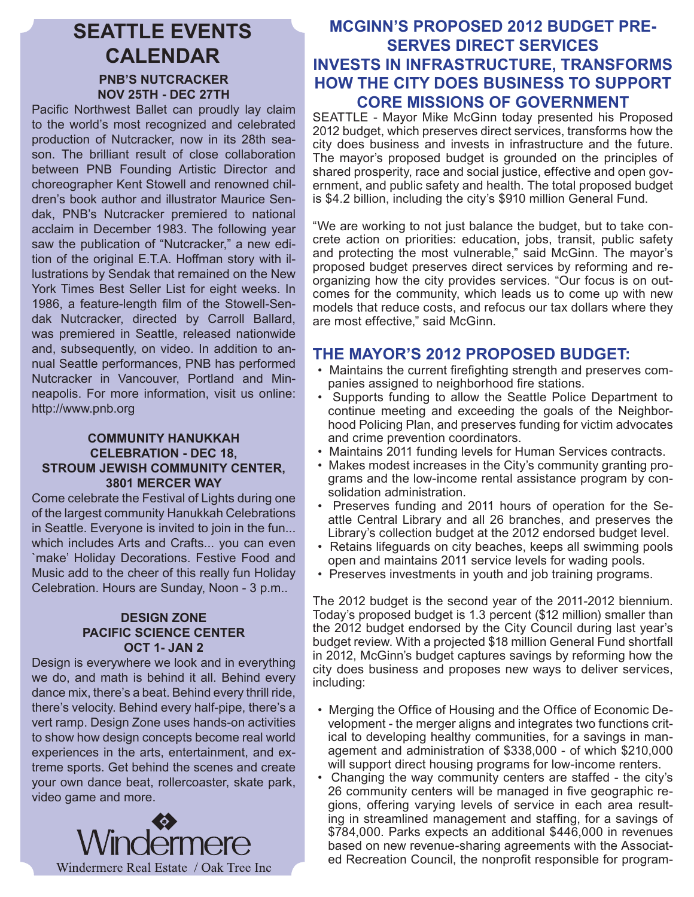# SEATTLE EVENTS CALENDAR

### PNB'S NUTCRACKER
### NOV 25TH - DEC 27TH

Pacific Northwest Ballet can proudly lay claim to the world's most recognized and celebrated production of Nutcracker, now in its 28th season. The brilliant result of close collaboration between PNB Founding Artistic Director and choreographer Kent Stowell and renowned children's book author and illustrator Maurice Sendak, PNB's Nutcracker premiered to national acclaim in December 1983. The following year saw the publication of "Nutcracker," a new edition of the original E.T.A. Hoffman story with illustrations by Sendak that remained on the New York Times Best Seller List for eight weeks. In 1986, a feature-length film of the Stowell-Sendak Nutcracker, directed by Carroll Ballard, was premiered in Seattle, released nationwide and, subsequently, on video. In addition to annual Seattle performances, PNB has performed Nutcracker in Vancouver, Portland and Minneapolis. For more information, visit us online: http://www.pnb.org

### COMMUNITY HANUKKAH CELEBRATION - DEC 18, STROUM JEWISH COMMUNITY CENTER, 3801 MERCER WAY

Come celebrate the Festival of Lights during one of the largest community Hanukkah Celebrations in Seattle. Everyone is invited to join in the fun... which includes Arts and Crafts... you can even `make' Holiday Decorations. Festive Food and Music add to the cheer of this really fun Holiday Celebration. Hours are Sunday, Noon - 3 p.m..

### DESIGN ZONE
### PACIFIC SCIENCE CENTER
### OCT 1- JAN 2

Design is everywhere we look and in everything we do, and math is behind it all. Behind every dance mix, there's a beat. Behind every thrill ride, there's velocity. Behind every half-pipe, there's a vert ramp. Design Zone uses hands-on activities to show how design concepts become real world experiences in the arts, entertainment, and extreme sports. Get behind the scenes and create your own dance beat, rollercoaster, skate park, video game and more.

Windermere

Windermere Real Estate / Oak Tree Inc

# MCGINN'S PROPOSED 2012 BUDGET PRESERVES DIRECT SERVICES INVESTS IN INFRASTRUCTURE, TRANSFORMS HOW THE CITY DOES BUSINESS TO SUPPORT CORE MISSIONS OF GOVERNMENT

SEATTLE - Mayor Mike McGinn today presented his Proposed 2012 budget, which preserves direct services, transforms how the city does business and invests in infrastructure and the future. The mayor's proposed budget is grounded on the principles of shared prosperity, race and social justice, effective and open government, and public safety and health. The total proposed budget is $4.2 billion, including the city's $910 million General Fund.

"We are working to not just balance the budget, but to take concrete action on priorities: education, jobs, transit, public safety and protecting the most vulnerable," said McGinn. The mayor's proposed budget preserves direct services by reforming and reorganizing how the city provides services. "Our focus is on outcomes for the community, which leads us to come up with new models that reduce costs, and refocus our tax dollars where they are most effective," said McGinn.

## THE MAYOR'S 2012 PROPOSED BUDGET:

- Maintains the current firefighting strength and preserves companies assigned to neighborhood fire stations.
- Supports funding to allow the Seattle Police Department to continue meeting and exceeding the goals of the Neighborhood Policing Plan, and preserves funding for victim advocates and crime prevention coordinators.
- Maintains 2011 funding levels for Human Services contracts.
- Makes modest increases in the City's community granting programs and the low-income rental assistance program by consolidation administration.
- Preserves funding and 2011 hours of operation for the Seattle Central Library and all 26 branches, and preserves the Library's collection budget at the 2012 endorsed budget level.
- Retains lifeguards on city beaches, keeps all swimming pools open and maintains 2011 service levels for wading pools.
- Preserves investments in youth and job training programs.

The 2012 budget is the second year of the 2011-2012 biennium. Today's proposed budget is 1.3 percent ($12 million) smaller than the 2012 budget endorsed by the City Council during last year's budget review. With a projected $18 million General Fund shortfall in 2012, McGinn's budget captures savings by reforming how the city does business and proposes new ways to deliver services, including:

- Merging the Office of Housing and the Office of Economic Development - the merger aligns and integrates two functions critical to developing healthy communities, for a savings in management and administration of $338,000 - of which $210,000 will support direct housing programs for low-income renters.
- Changing the way community centers are staffed - the city's 26 community centers will be managed in five geographic regions, offering varying levels of service in each area resulting in streamlined management and staffing, for a savings of $784,000. Parks expects an additional $446,000 in revenues based on new revenue-sharing agreements with the Associated Recreation Council, the nonprofit responsible for program-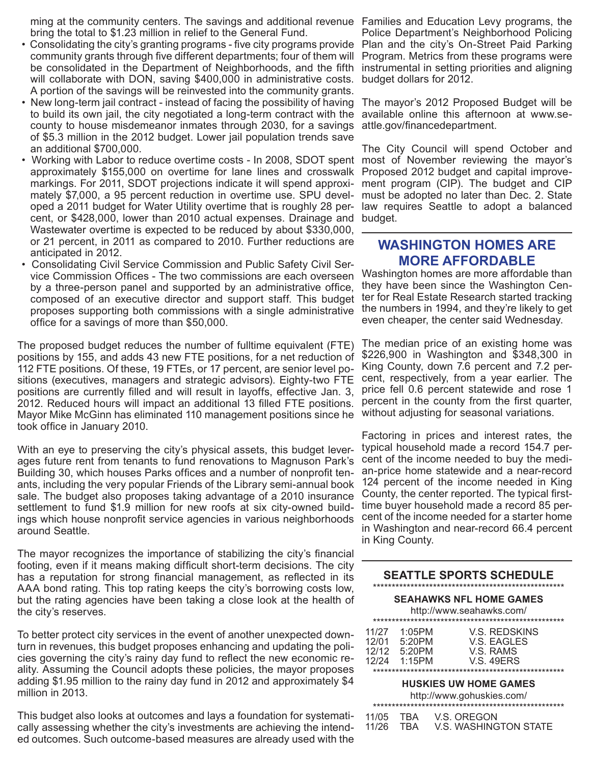ming at the community centers. The savings and additional revenue bring the total to $1.23 million in relief to the General Fund.

- Consolidating the city's granting programs - five city programs provide community grants through five different departments; four of them will be consolidated in the Department of Neighborhoods, and the fifth will collaborate with DON, saving $400,000 in administrative costs. A portion of the savings will be reinvested into the community grants.
- New long-term jail contract - instead of facing the possibility of having to build its own jail, the city negotiated a long-term contract with the county to house misdemeanor inmates through 2030, for a savings of $5.3 million in the 2012 budget. Lower jail population trends save an additional $700,000.
- Working with Labor to reduce overtime costs - In 2008, SDOT spent approximately $155,000 on overtime for lane lines and crosswalk markings. For 2011, SDOT projections indicate it will spend approximately $7,000, a 95 percent reduction in overtime use. SPU developed a 2011 budget for Water Utility overtime that is roughly 28 percent, or $428,000, lower than 2010 actual expenses. Drainage and Wastewater overtime is expected to be reduced by about $330,000, or 21 percent, in 2011 as compared to 2010. Further reductions are anticipated in 2012.
- Consolidating Civil Service Commission and Public Safety Civil Service Commission Offices - The two commissions are each overseen by a three-person panel and supported by an administrative office, composed of an executive director and support staff. This budget proposes supporting both commissions with a single administrative office for a savings of more than $50,000.

The proposed budget reduces the number of fulltime equivalent (FTE) positions by 155, and adds 43 new FTE positions, for a net reduction of 112 FTE positions. Of these, 19 FTEs, or 17 percent, are senior level positions (executives, managers and strategic advisors). Eighty-two FTE positions are currently filled and will result in layoffs, effective Jan. 3, 2012. Reduced hours will impact an additional 13 filled FTE positions. Mayor Mike McGinn has eliminated 110 management positions since he took office in January 2010.

With an eye to preserving the city's physical assets, this budget leverages future rent from tenants to fund renovations to Magnuson Park's Building 30, which houses Parks offices and a number of nonprofit tenants, including the very popular Friends of the Library semi-annual book sale. The budget also proposes taking advantage of a 2010 insurance settlement to fund $1.9 million for new roofs at six city-owned buildings which house nonprofit service agencies in various neighborhoods around Seattle.

The mayor recognizes the importance of stabilizing the city's financial footing, even if it means making difficult short-term decisions. The city has a reputation for strong financial management, as reflected in its AAA bond rating. This top rating keeps the city's borrowing costs low, but the rating agencies have been taking a close look at the health of the city's reserves.

To better protect city services in the event of another unexpected downturn in revenues, this budget proposes enhancing and updating the policies governing the city's rainy day fund to reflect the new economic reality. Assuming the Council adopts these policies, the mayor proposes adding $1.95 million to the rainy day fund in 2012 and approximately $4 million in 2013.

This budget also looks at outcomes and lays a foundation for systematically assessing whether the city's investments are achieving the intended outcomes. Such outcome-based measures are already used with the Families and Education Levy programs, the Police Department's Neighborhood Policing Plan and the city's On-Street Paid Parking Program. Metrics from these programs were instrumental in setting priorities and aligning budget dollars for 2012.

The mayor's 2012 Proposed Budget will be available online this afternoon at www.seattle.gov/financedepartment.

The City Council will spend October and most of November reviewing the mayor's Proposed 2012 budget and capital improvement program (CIP). The budget and CIP must be adopted no later than Dec. 2. State law requires Seattle to adopt a balanced budget.

## WASHINGTON HOMES ARE MORE AFFORDABLE

Washington homes are more affordable than they have been since the Washington Center for Real Estate Research started tracking the numbers in 1994, and they're likely to get even cheaper, the center said Wednesday.

The median price of an existing home was $226,900 in Washington and $348,300 in King County, down 7.6 percent and 7.2 percent, respectively, from a year earlier. The price fell 0.6 percent statewide and rose 1 percent in the county from the first quarter, without adjusting for seasonal variations.

Factoring in prices and interest rates, the typical household made a record 154.7 percent of the income needed to buy the median-price home statewide and a near-record 124 percent of the income needed in King County, the center reported. The typical first-time buyer household made a record 85 percent of the income needed for a starter home in Washington and near-record 66.4 percent in King County.

## SEATTLE SPORTS SCHEDULE

### SEAHAWKS NFL HOME GAMES

http://www.seahawks.com/

| | | |
|---|---|---|
| 11/27 | 1:05PM | V.S. REDSKINS |
| 12/01 | 5:20PM | V.S. EAGLES |
| 12/12 | 5:20PM | V.S. RAMS |
| 12/24 | 1:15PM | V.S. 49ERS |

### HUSKIES UW HOME GAMES

http://www.gohuskies.com/

| | | |
|---|---|---|
| 11/05 | TBA | V.S. OREGON |
| 11/26 | TBA | V.S. WASHINGTON STATE |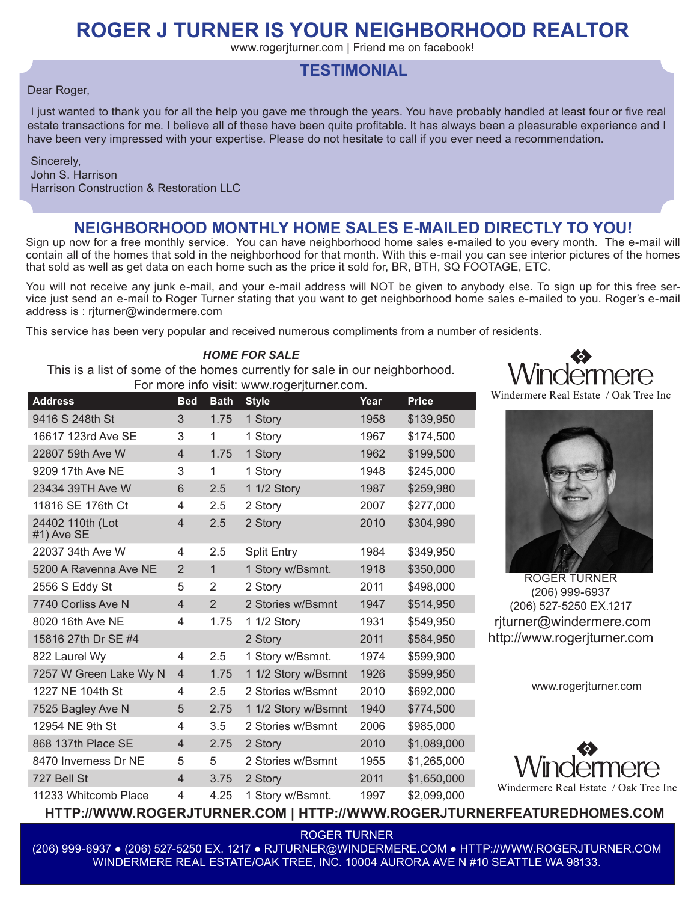# ROGER J TURNER IS YOUR NEIGHBORHOOD REALTOR

www.rogerjturner.com | Friend me on facebook!

## TESTIMONIAL

Dear Roger,

I just wanted to thank you for all the help you gave me through the years. You have probably handled at least four or five real estate transactions for me. I believe all of these have been quite profitable. It has always been a pleasurable experience and I have been very impressed with your expertise. Please do not hesitate to call if you ever need a recommendation.

Sincerely,
John S. Harrison
Harrison Construction & Restoration LLC

## NEIGHBORHOOD MONTHLY HOME SALES E-MAILED DIRECTLY TO YOU!

Sign up now for a free monthly service. You can have neighborhood home sales e-mailed to you every month. The e-mail will contain all of the homes that sold in the neighborhood for that month. With this e-mail you can see interior pictures of the homes that sold as well as get data on each home such as the price it sold for, BR, BTH, SQ FOOTAGE, ETC.

You will not receive any junk e-mail, and your e-mail address will NOT be given to anybody else. To sign up for this free service just send an e-mail to Roger Turner stating that you want to get neighborhood home sales e-mailed to you. Roger's e-mail address is : rjturner@windermere.com

This service has been very popular and received numerous compliments from a number of residents.

***HOME FOR SALE***

This is a list of some of the homes currently for sale in our neighborhood.
For more info visit: www.rogerjturner.com.

| Address | Bed | Bath | Style | Year | Price |
|---|---|---|---|---|---|
| 9416 S 248th St | 3 | 1.75 | 1 Story | 1958 | $139,950 |
| 16617 123rd Ave SE | 3 | 1 | 1 Story | 1967 | $174,500 |
| 22807 59th Ave W | 4 | 1.75 | 1 Story | 1962 | $199,500 |
| 9209 17th Ave NE | 3 | 1 | 1 Story | 1948 | $245,000 |
| 23434 39TH Ave W | 6 | 2.5 | 1 1/2 Story | 1987 | $259,980 |
| 11816 SE 176th Ct | 4 | 2.5 | 2 Story | 2007 | $277,000 |
| 24402 110th (Lot #1) Ave SE | 4 | 2.5 | 2 Story | 2010 | $304,990 |
| 22037 34th Ave W | 4 | 2.5 | Split Entry | 1984 | $349,950 |
| 5200 A Ravenna Ave NE | 2 | 1 | 1 Story w/Bsmnt. | 1918 | $350,000 |
| 2556 S Eddy St | 5 | 2 | 2 Story | 2011 | $498,000 |
| 7740 Corliss Ave N | 4 | 2 | 2 Stories w/Bsmnt | 1947 | $514,950 |
| 8020 16th Ave NE | 4 | 1.75 | 1 1/2 Story | 1931 | $549,950 |
| 15816 27th Dr SE #4 | | | 2 Story | 2011 | $584,950 |
| 822 Laurel Wy | 4 | 2.5 | 1 Story w/Bsmnt. | 1974 | $599,900 |
| 7257 W Green Lake Wy N | 4 | 1.75 | 1 1/2 Story w/Bsmnt | 1926 | $599,950 |
| 1227 NE 104th St | 4 | 2.5 | 2 Stories w/Bsmnt | 2010 | $692,000 |
| 7525 Bagley Ave N | 5 | 2.75 | 1 1/2 Story w/Bsmnt | 1940 | $774,500 |
| 12954 NE 9th St | 4 | 3.5 | 2 Stories w/Bsmnt | 2006 | $985,000 |
| 868 137th Place SE | 4 | 2.75 | 2 Story | 2010 | $1,089,000 |
| 8470 Inverness Dr NE | 5 | 5 | 2 Stories w/Bsmnt | 1955 | $1,265,000 |
| 727 Bell St | 4 | 3.75 | 2 Story | 2011 | $1,650,000 |
| 11233 Whitcomb Place | 4 | 4.25 | 1 Story w/Bsmnt. | 1997 | $2,099,000 |

Windermere
Windermere Real Estate / Oak Tree Inc

ROGER TURNER
(206) 999-6937
(206) 527-5250 EX.1217
rjturner@windermere.com
http://www.rogerjturner.com

www.rogerjturner.com

Windermere
Windermere Real Estate / Oak Tree Inc

**HTTP://WWW.ROGERJTURNER.COM | HTTP://WWW.ROGERJTURNERFEATUREDHOMES.COM**

ROGER TURNER
(206) 999-6937 • (206) 527-5250 EX. 1217 • RJTURNER@WINDERMERE.COM • HTTP://WWW.ROGERJTURNER.COM
WINDERMERE REAL ESTATE/OAK TREE, INC. 10004 AURORA AVE N #10 SEATTLE WA 98133.